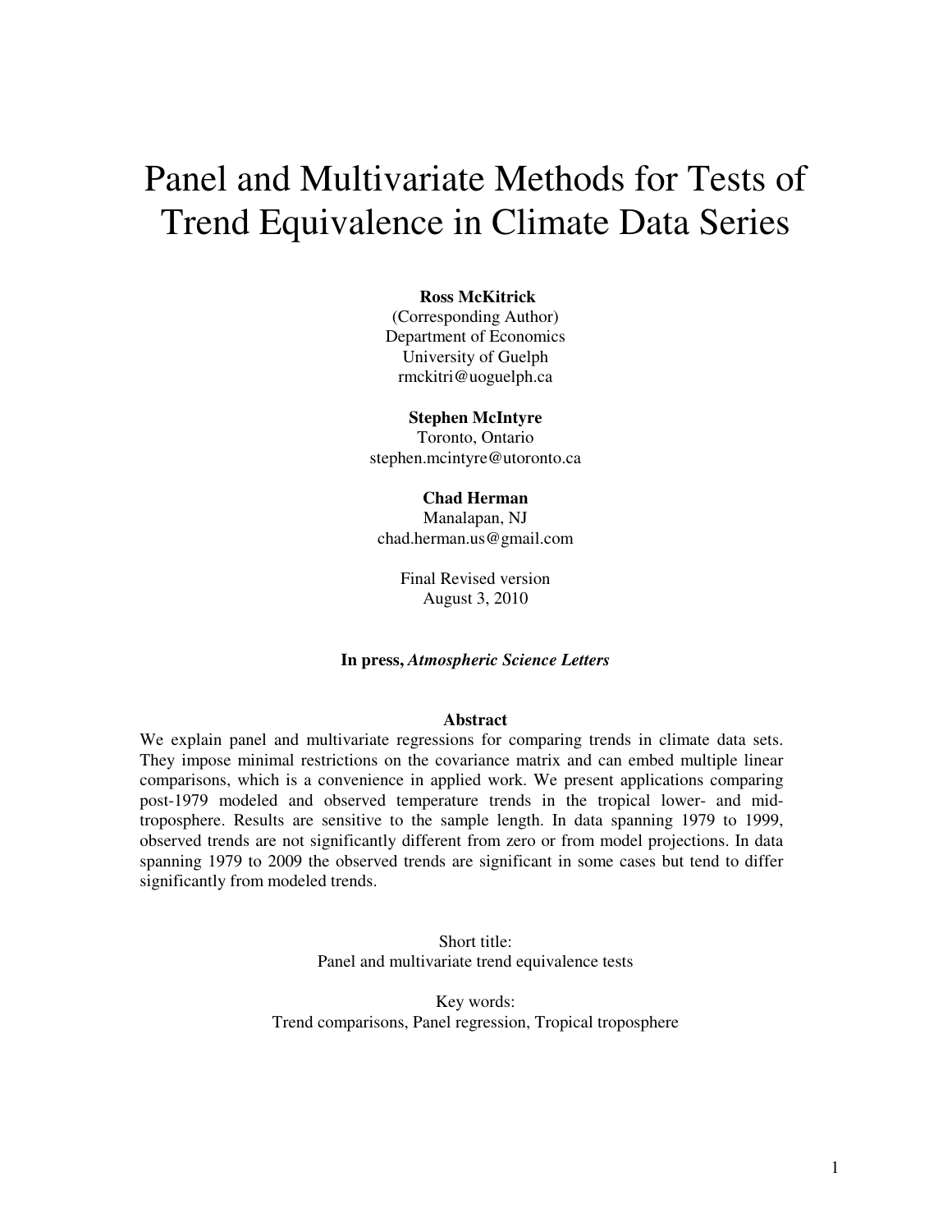# Panel and Multivariate Methods for Tests of Trend Equivalence in Climate Data Series

**Ross McKitrick**
(Corresponding Author)
Department of Economics
University of Guelph
rmckitri@uoguelph.ca

**Stephen McIntyre**
Toronto, Ontario
stephen.mcintyre@utoronto.ca

**Chad Herman**
Manalapan, NJ
chad.herman.us@gmail.com

Final Revised version
August 3, 2010

**In press, *Atmospheric Science Letters***

## Abstract

We explain panel and multivariate regressions for comparing trends in climate data sets. They impose minimal restrictions on the covariance matrix and can embed multiple linear comparisons, which is a convenience in applied work. We present applications comparing post-1979 modeled and observed temperature trends in the tropical lower- and mid-troposphere. Results are sensitive to the sample length. In data spanning 1979 to 1999, observed trends are not significantly different from zero or from model projections. In data spanning 1979 to 2009 the observed trends are significant in some cases but tend to differ significantly from modeled trends.

Short title:
Panel and multivariate trend equivalence tests

Key words:
Trend comparisons, Panel regression, Tropical troposphere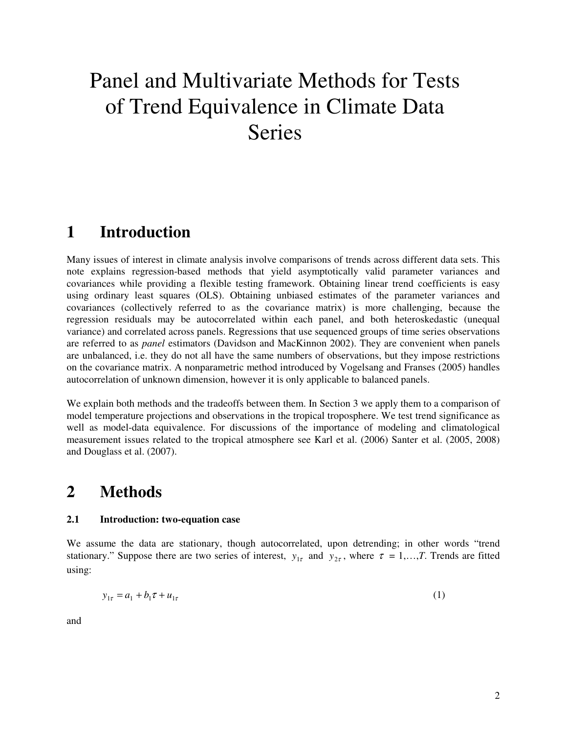# Panel and Multivariate Methods for Tests of Trend Equivalence in Climate Data Series

## 1 Introduction

Many issues of interest in climate analysis involve comparisons of trends across different data sets. This note explains regression-based methods that yield asymptotically valid parameter variances and covariances while providing a flexible testing framework. Obtaining linear trend coefficients is easy using ordinary least squares (OLS). Obtaining unbiased estimates of the parameter variances and covariances (collectively referred to as the covariance matrix) is more challenging, because the regression residuals may be autocorrelated within each panel, and both heteroskedastic (unequal variance) and correlated across panels. Regressions that use sequenced groups of time series observations are referred to as *panel* estimators (Davidson and MacKinnon 2002). They are convenient when panels are unbalanced, i.e. they do not all have the same numbers of observations, but they impose restrictions on the covariance matrix. A nonparametric method introduced by Vogelsang and Franses (2005) handles autocorrelation of unknown dimension, however it is only applicable to balanced panels.

We explain both methods and the tradeoffs between them. In Section 3 we apply them to a comparison of model temperature projections and observations in the tropical troposphere. We test trend significance as well as model-data equivalence. For discussions of the importance of modeling and climatological measurement issues related to the tropical atmosphere see Karl et al. (2006) Santer et al. (2005, 2008) and Douglass et al. (2007).

## 2 Methods

### 2.1 Introduction: two-equation case

We assume the data are stationary, though autocorrelated, upon detrending; in other words "trend stationary." Suppose there are two series of interest, $y_{1\tau}$ and $y_{2\tau}$, where $\tau = 1,\ldots,T$. Trends are fitted using:

$$y_{1\tau} = a_1 + b_1\tau + u_{1\tau} \qquad (1)$$

and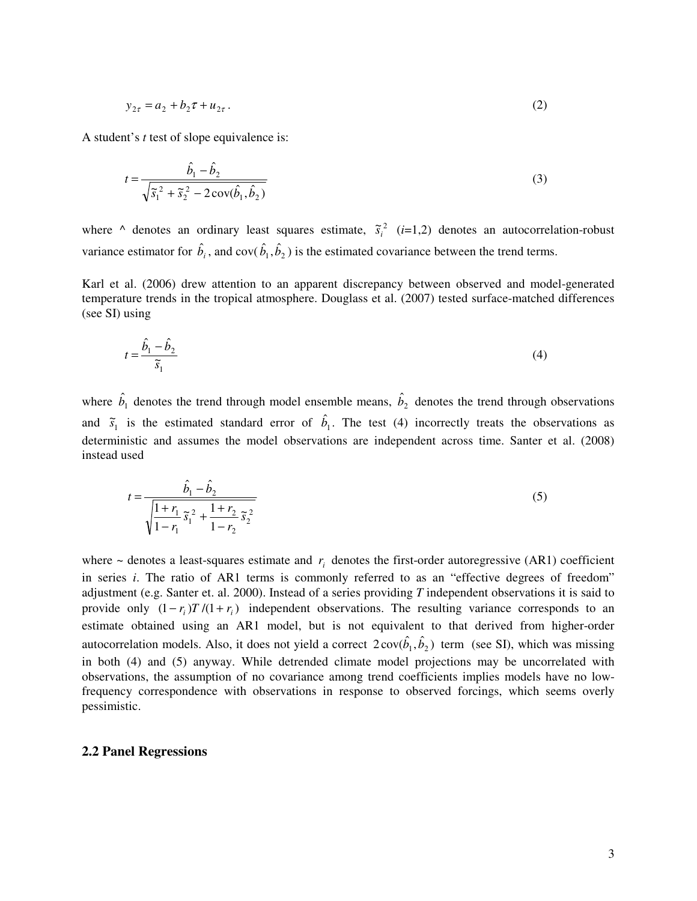$$y_{2\tau} = a_2 + b_2 \tau + u_{2\tau} . \tag{2}$$

A student's *t* test of slope equivalence is:

$$t = \frac{\hat{b}_1 - \hat{b}_2}{\sqrt{\tilde{s}_1^{\,2} + \tilde{s}_2^{\,2} - 2\,\mathrm{cov}(\hat{b}_1, \hat{b}_2)}} \tag{3}$$

where ^ denotes an ordinary least squares estimate, $\tilde{s}_i^{\,2}$ ($i$=1,2) denotes an autocorrelation-robust variance estimator for $\hat{b}_i$, and cov($\hat{b}_1, \hat{b}_2$) is the estimated covariance between the trend terms.

Karl et al. (2006) drew attention to an apparent discrepancy between observed and model-generated temperature trends in the tropical atmosphere. Douglass et al. (2007) tested surface-matched differences (see SI) using

$$t = \frac{\hat{b}_1 - \hat{b}_2}{\tilde{s}_1} \tag{4}$$

where $\hat{b}_1$ denotes the trend through model ensemble means, $\hat{b}_2$ denotes the trend through observations and $\tilde{s}_1$ is the estimated standard error of $\hat{b}_1$. The test (4) incorrectly treats the observations as deterministic and assumes the model observations are independent across time. Santer et al. (2008) instead used

$$t = \frac{\hat{b}_1 - \hat{b}_2}{\sqrt{\dfrac{1+r_1}{1-r_1}\tilde{s}_1^{\,2} + \dfrac{1+r_2}{1-r_2}\tilde{s}_2^{\,2}}} \tag{5}$$

where ~ denotes a least-squares estimate and $r_i$ denotes the first-order autoregressive (AR1) coefficient in series *i*. The ratio of AR1 terms is commonly referred to as an "effective degrees of freedom" adjustment (e.g. Santer et. al. 2000). Instead of a series providing *T* independent observations it is said to provide only $(1-r_i)T/(1+r_i)$ independent observations. The resulting variance corresponds to an estimate obtained using an AR1 model, but is not equivalent to that derived from higher-order autocorrelation models. Also, it does not yield a correct $2\,\mathrm{cov}(\hat{b}_1, \hat{b}_2)$ term (see SI), which was missing in both (4) and (5) anyway. While detrended climate model projections may be uncorrelated with observations, the assumption of no covariance among trend coefficients implies models have no low-frequency correspondence with observations in response to observed forcings, which seems overly pessimistic.

### 2.2 Panel Regressions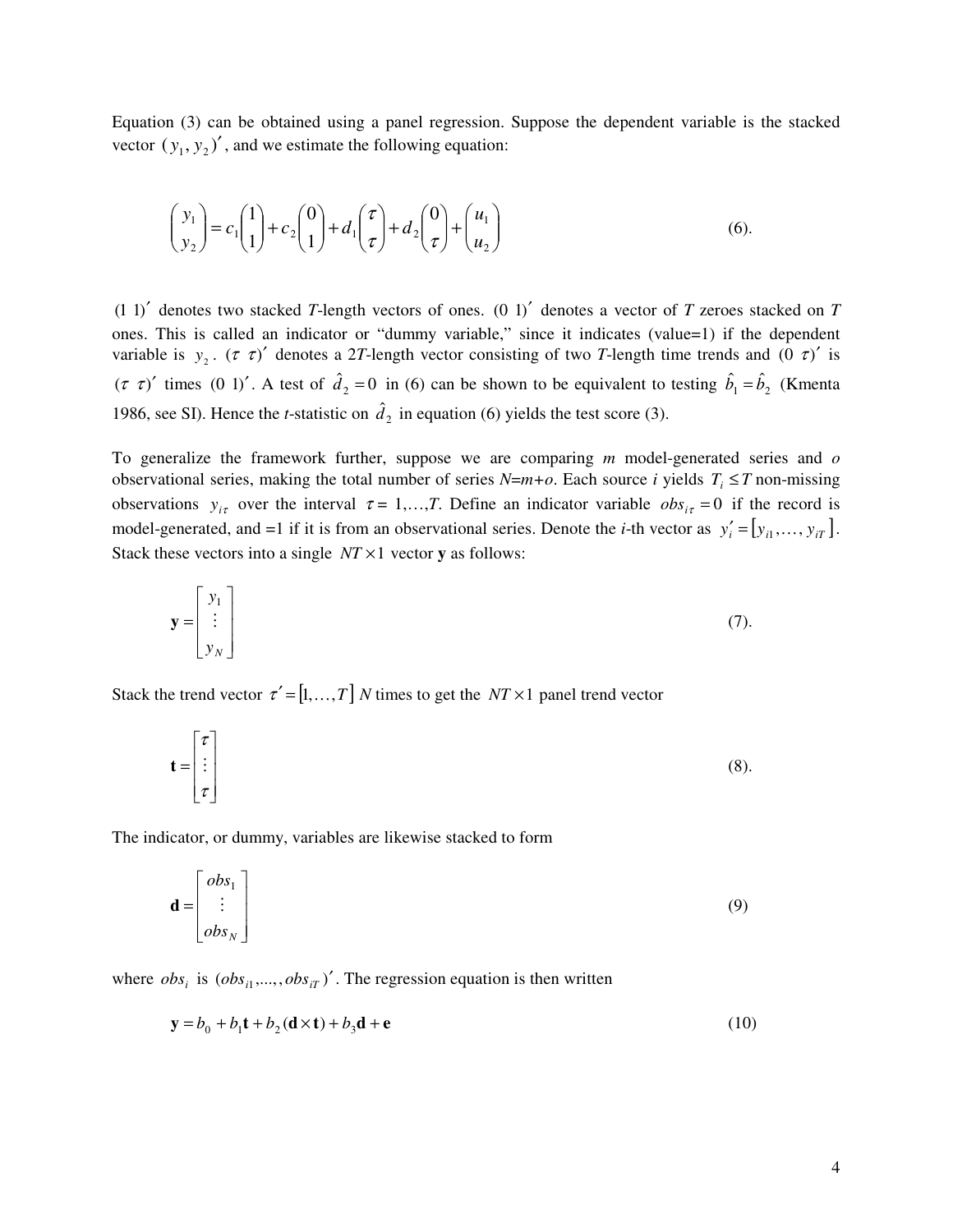Equation (3) can be obtained using a panel regression. Suppose the dependent variable is the stacked vector $(y_1, y_2)'$, and we estimate the following equation:

$$\begin{pmatrix} y_1 \\ y_2 \end{pmatrix} = c_1 \begin{pmatrix} 1 \\ 1 \end{pmatrix} + c_2 \begin{pmatrix} 0 \\ 1 \end{pmatrix} + d_1 \begin{pmatrix} \tau \\ \tau \end{pmatrix} + d_2 \begin{pmatrix} 0 \\ \tau \end{pmatrix} + \begin{pmatrix} u_1 \\ u_2 \end{pmatrix} \tag{6}$$

$(1\ 1)'$ denotes two stacked *T*-length vectors of ones. $(0\ 1)'$ denotes a vector of *T* zeroes stacked on *T* ones. This is called an indicator or "dummy variable," since it indicates (value=1) if the dependent variable is $y_2$. $(\tau\ \tau)'$ denotes a 2*T*-length vector consisting of two *T*-length time trends and $(0\ \tau)'$ is $(\tau\ \tau)'$ times $(0\ 1)'$. A test of $\hat{d}_2 = 0$ in (6) can be shown to be equivalent to testing $\hat{b}_1 = \hat{b}_2$ (Kmenta 1986, see SI). Hence the *t*-statistic on $\hat{d}_2$ in equation (6) yields the test score (3).

To generalize the framework further, suppose we are comparing *m* model-generated series and *o* observational series, making the total number of series *N*=*m*+*o*. Each source *i* yields $T_i \leq T$ non-missing observations $y_{i\tau}$ over the interval $\tau = 1,\ldots,T$. Define an indicator variable $obs_{i\tau} = 0$ if the record is model-generated, and =1 if it is from an observational series. Denote the *i*-th vector as $y_i' = [y_{i1}, \ldots, y_{iT}]$. Stack these vectors into a single $NT \times 1$ vector **y** as follows:

$$\mathbf{y} = \begin{bmatrix} y_1 \\ \vdots \\ y_N \end{bmatrix} \tag{7}$$

Stack the trend vector $\tau' = [1, \ldots, T]$ *N* times to get the $NT \times 1$ panel trend vector

$$\mathbf{t} = \begin{bmatrix} \tau \\ \vdots \\ \tau \end{bmatrix} \tag{8}$$

The indicator, or dummy, variables are likewise stacked to form

$$\mathbf{d} = \begin{bmatrix} obs_1 \\ \vdots \\ obs_N \end{bmatrix} \tag{9}$$

where $obs_i$ is $(obs_{i1}, \ldots, obs_{iT})'$. The regression equation is then written

$$\mathbf{y} = b_0 + b_1 \mathbf{t} + b_2 (\mathbf{d} \times \mathbf{t}) + b_3 \mathbf{d} + \mathbf{e} \tag{10}$$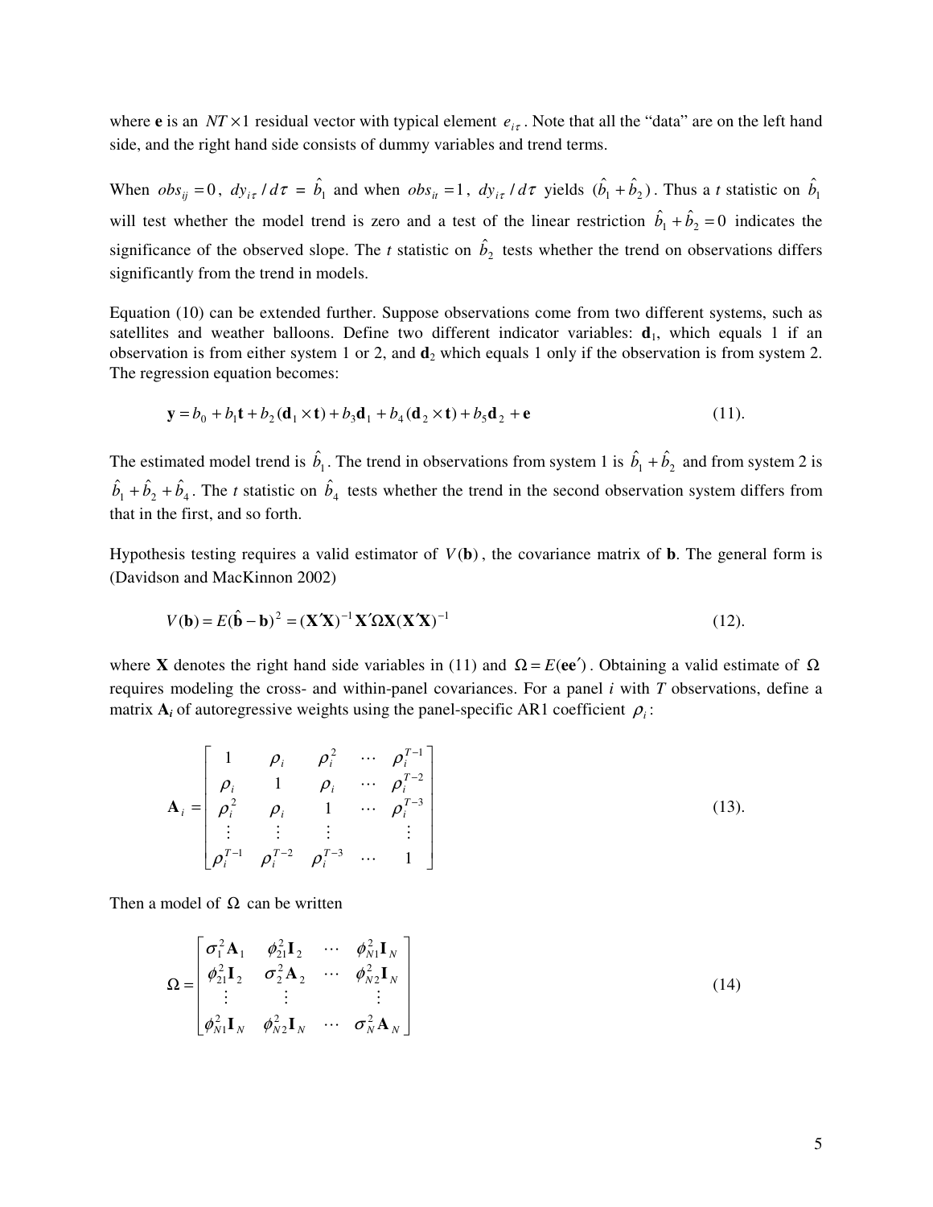where $\mathbf{e}$ is an $NT \times 1$ residual vector with typical element $e_{i\tau}$. Note that all the "data" are on the left hand side, and the right hand side consists of dummy variables and trend terms.

When $obs_{ij} = 0$, $dy_{i\tau} / d\tau = \hat{b}_1$ and when $obs_{it} = 1$, $dy_{i\tau} / d\tau$ yields $(\hat{b}_1 + \hat{b}_2)$. Thus a *t* statistic on $\hat{b}_1$ will test whether the model trend is zero and a test of the linear restriction $\hat{b}_1 + \hat{b}_2 = 0$ indicates the significance of the observed slope. The *t* statistic on $\hat{b}_2$ tests whether the trend on observations differs significantly from the trend in models.

Equation (10) can be extended further. Suppose observations come from two different systems, such as satellites and weather balloons. Define two different indicator variables: $\mathbf{d}_1$, which equals 1 if an observation is from either system 1 or 2, and $\mathbf{d}_2$ which equals 1 only if the observation is from system 2. The regression equation becomes:

$$\mathbf{y} = b_0 + b_1\mathbf{t} + b_2(\mathbf{d}_1 \times \mathbf{t}) + b_3\mathbf{d}_1 + b_4(\mathbf{d}_2 \times \mathbf{t}) + b_5\mathbf{d}_2 + \mathbf{e} \tag{11}$$

The estimated model trend is $\hat{b}_1$. The trend in observations from system 1 is $\hat{b}_1 + \hat{b}_2$ and from system 2 is $\hat{b}_1 + \hat{b}_2 + \hat{b}_4$. The *t* statistic on $\hat{b}_4$ tests whether the trend in the second observation system differs from that in the first, and so forth.

Hypothesis testing requires a valid estimator of $V(\mathbf{b})$, the covariance matrix of $\mathbf{b}$. The general form is (Davidson and MacKinnon 2002)

$$V(\mathbf{b}) = E(\hat{\mathbf{b}} - \mathbf{b})^2 = (\mathbf{X}'\mathbf{X})^{-1}\mathbf{X}'\Omega\mathbf{X}(\mathbf{X}'\mathbf{X})^{-1} \tag{12}$$

where $\mathbf{X}$ denotes the right hand side variables in (11) and $\Omega = E(\mathbf{ee}')$. Obtaining a valid estimate of $\Omega$ requires modeling the cross- and within-panel covariances. For a panel *i* with *T* observations, define a matrix $\mathbf{A}_i$ of autoregressive weights using the panel-specific AR1 coefficient $\rho_i$:

$$\mathbf{A}_i = \begin{bmatrix} 1 & \rho_i & \rho_i^2 & \cdots & \rho_i^{T-1} \\ \rho_i & 1 & \rho_i & \cdots & \rho_i^{T-2} \\ \rho_i^2 & \rho_i & 1 & \cdots & \rho_i^{T-3} \\ \vdots & \vdots & \vdots & & \vdots \\ \rho_i^{T-1} & \rho_i^{T-2} & \rho_i^{T-3} & \cdots & 1 \end{bmatrix} \tag{13}$$

Then a model of $\Omega$ can be written

$$\Omega = \begin{bmatrix} \sigma_1^2\mathbf{A}_1 & \phi_{21}^2\mathbf{I}_2 & \cdots & \phi_{N1}^2\mathbf{I}_N \\ \phi_{21}^2\mathbf{I}_2 & \sigma_2^2\mathbf{A}_2 & \cdots & \phi_{N2}^2\mathbf{I}_N \\ \vdots & \vdots & & \vdots \\ \phi_{N1}^2\mathbf{I}_N & \phi_{N2}^2\mathbf{I}_N & \cdots & \sigma_N^2\mathbf{A}_N \end{bmatrix} \tag{14}$$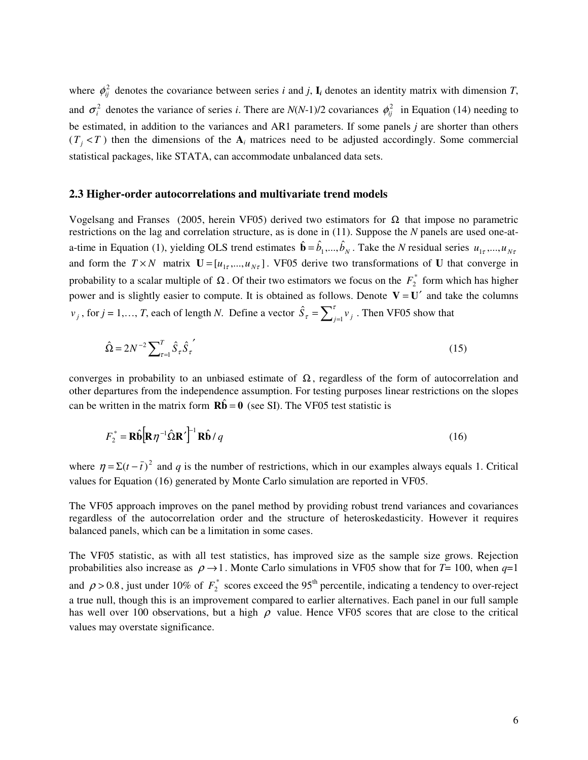where $\phi_{ij}^2$ denotes the covariance between series *i* and *j*, $\mathbf{I}_i$ denotes an identity matrix with dimension *T*, and $\sigma_i^2$ denotes the variance of series *i*. There are *N*(*N*-1)/2 covariances $\phi_{ij}^2$ in Equation (14) needing to be estimated, in addition to the variances and AR1 parameters. If some panels *j* are shorter than others ($T_j < T$) then the dimensions of the $\mathbf{A}_i$ matrices need to be adjusted accordingly. Some commercial statistical packages, like STATA, can accommodate unbalanced data sets.

### 2.3 Higher-order autocorrelations and multivariate trend models

Vogelsang and Franses (2005, herein VF05) derived two estimators for $\Omega$ that impose no parametric restrictions on the lag and correlation structure, as is done in (11). Suppose the *N* panels are used one-at-a-time in Equation (1), yielding OLS trend estimates $\hat{\mathbf{b}} = \hat{b}_1,...,\hat{b}_N$. Take the *N* residual series $u_{1\tau},...,u_{N\tau}$ and form the $T \times N$ matrix $\mathbf{U} = [u_{1\tau},...,u_{N\tau}]$. VF05 derive two transformations of $\mathbf{U}$ that converge in probability to a scalar multiple of $\Omega$. Of their two estimators we focus on the $F_2^*$ form which has higher power and is slightly easier to compute. It is obtained as follows. Denote $\mathbf{V} = \mathbf{U}'$ and take the columns $v_j$, for *j* = 1,…, *T*, each of length *N*. Define a vector $\hat{S}_\tau = \sum_{j=1}^{\tau} v_j$. Then VF05 show that

$$\hat{\Omega} = 2N^{-2} \sum_{\tau=1}^{T} \hat{S}_\tau \hat{S}_\tau{}' \tag{15}$$

converges in probability to an unbiased estimate of $\Omega$, regardless of the form of autocorrelation and other departures from the independence assumption. For testing purposes linear restrictions on the slopes can be written in the matrix form $\mathbf{R}\hat{\mathbf{b}} = \mathbf{0}$ (see SI). The VF05 test statistic is

$$F_2^* = \mathbf{R}\hat{\mathbf{b}} \left[ \mathbf{R} \eta^{-1} \hat{\Omega} \mathbf{R}' \right]^{-1} \mathbf{R}\hat{\mathbf{b}} / q \tag{16}$$

where $\eta = \Sigma(t - \bar{t})^2$ and *q* is the number of restrictions, which in our examples always equals 1. Critical values for Equation (16) generated by Monte Carlo simulation are reported in VF05.

The VF05 approach improves on the panel method by providing robust trend variances and covariances regardless of the autocorrelation order and the structure of heteroskedasticity. However it requires balanced panels, which can be a limitation in some cases.

The VF05 statistic, as with all test statistics, has improved size as the sample size grows. Rejection probabilities also increase as $\rho \to 1$. Monte Carlo simulations in VF05 show that for *T*= 100, when *q*=1 and $\rho > 0.8$, just under 10% of $F_2^*$ scores exceed the 95th percentile, indicating a tendency to over-reject a true null, though this is an improvement compared to earlier alternatives. Each panel in our full sample has well over 100 observations, but a high $\rho$ value. Hence VF05 scores that are close to the critical values may overstate significance.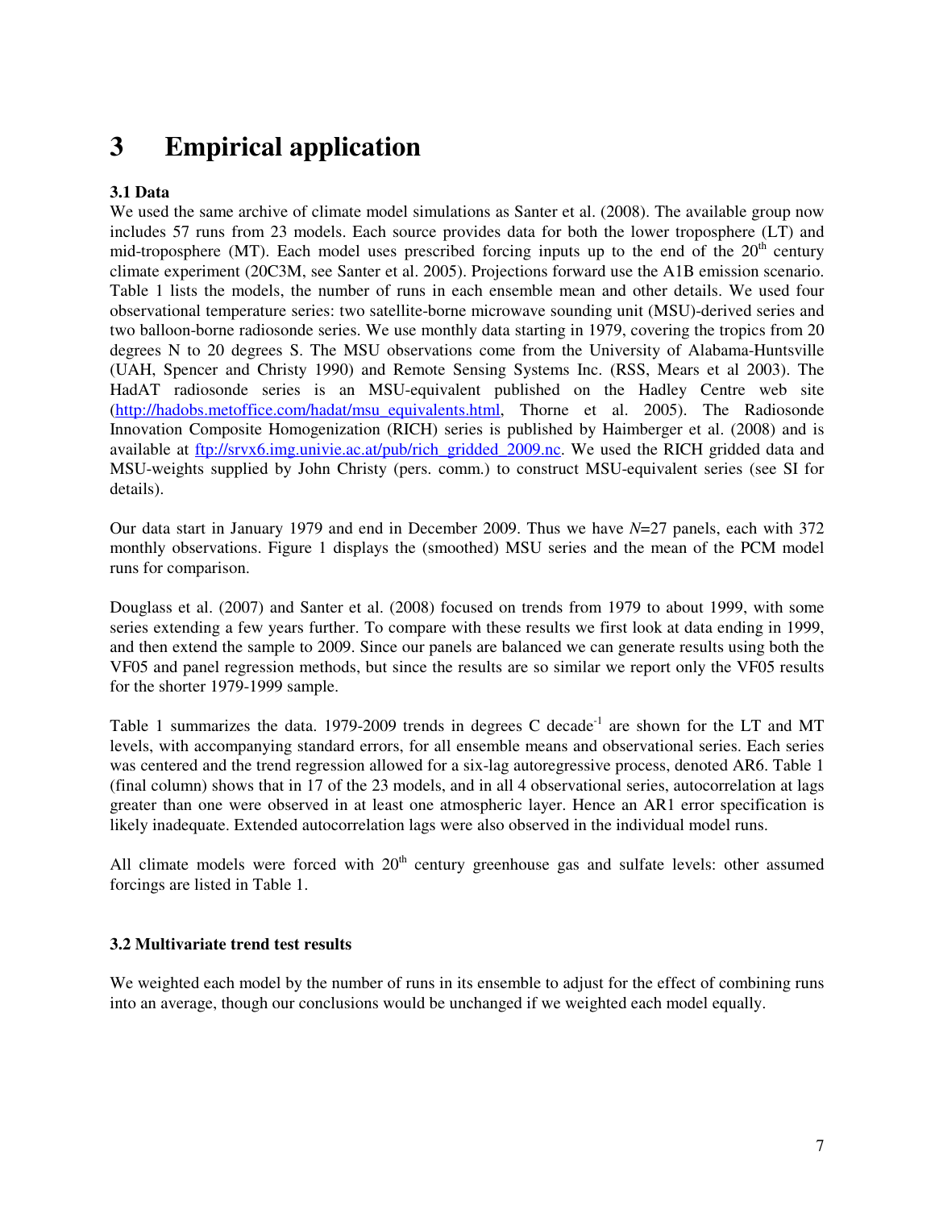# 3 Empirical application

### 3.1 Data

We used the same archive of climate model simulations as Santer et al. (2008). The available group now includes 57 runs from 23 models. Each source provides data for both the lower troposphere (LT) and mid-troposphere (MT). Each model uses prescribed forcing inputs up to the end of the 20th century climate experiment (20C3M, see Santer et al. 2005). Projections forward use the A1B emission scenario. Table 1 lists the models, the number of runs in each ensemble mean and other details. We used four observational temperature series: two satellite-borne microwave sounding unit (MSU)-derived series and two balloon-borne radiosonde series. We use monthly data starting in 1979, covering the tropics from 20 degrees N to 20 degrees S. The MSU observations come from the University of Alabama-Huntsville (UAH, Spencer and Christy 1990) and Remote Sensing Systems Inc. (RSS, Mears et al 2003). The HadAT radiosonde series is an MSU-equivalent published on the Hadley Centre web site (http://hadobs.metoffice.com/hadat/msu_equivalents.html, Thorne et al. 2005). The Radiosonde Innovation Composite Homogenization (RICH) series is published by Haimberger et al. (2008) and is available at ftp://srvx6.img.univie.ac.at/pub/rich_gridded_2009.nc. We used the RICH gridded data and MSU-weights supplied by John Christy (pers. comm.) to construct MSU-equivalent series (see SI for details).

Our data start in January 1979 and end in December 2009. Thus we have $N$=27 panels, each with 372 monthly observations. Figure 1 displays the (smoothed) MSU series and the mean of the PCM model runs for comparison.

Douglass et al. (2007) and Santer et al. (2008) focused on trends from 1979 to about 1999, with some series extending a few years further. To compare with these results we first look at data ending in 1999, and then extend the sample to 2009. Since our panels are balanced we can generate results using both the VF05 and panel regression methods, but since the results are so similar we report only the VF05 results for the shorter 1979-1999 sample.

Table 1 summarizes the data. 1979-2009 trends in degrees C decade$^{-1}$ are shown for the LT and MT levels, with accompanying standard errors, for all ensemble means and observational series. Each series was centered and the trend regression allowed for a six-lag autoregressive process, denoted AR6. Table 1 (final column) shows that in 17 of the 23 models, and in all 4 observational series, autocorrelation at lags greater than one were observed in at least one atmospheric layer. Hence an AR1 error specification is likely inadequate. Extended autocorrelation lags were also observed in the individual model runs.

All climate models were forced with 20th century greenhouse gas and sulfate levels: other assumed forcings are listed in Table 1.

### 3.2 Multivariate trend test results

We weighted each model by the number of runs in its ensemble to adjust for the effect of combining runs into an average, though our conclusions would be unchanged if we weighted each model equally.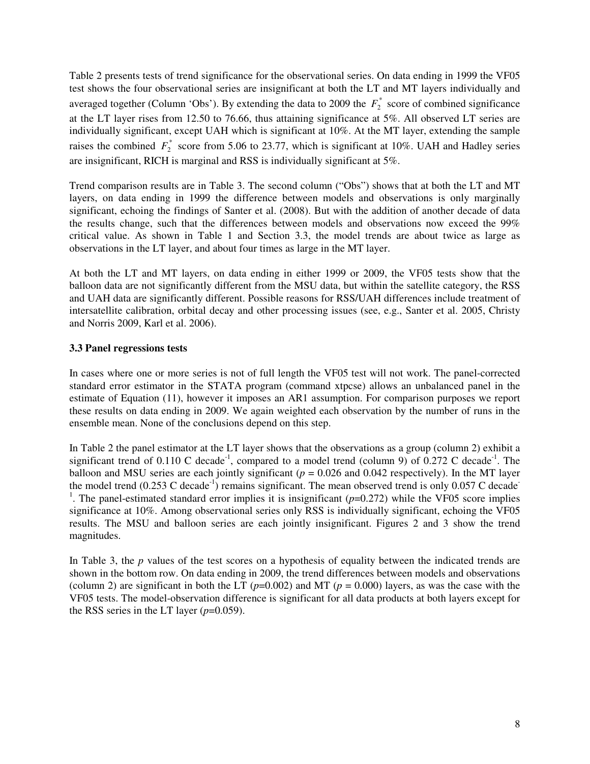Table 2 presents tests of trend significance for the observational series. On data ending in 1999 the VF05 test shows the four observational series are insignificant at both the LT and MT layers individually and averaged together (Column 'Obs'). By extending the data to 2009 the $F_2^*$ score of combined significance at the LT layer rises from 12.50 to 76.66, thus attaining significance at 5%. All observed LT series are individually significant, except UAH which is significant at 10%. At the MT layer, extending the sample raises the combined $F_2^*$ score from 5.06 to 23.77, which is significant at 10%. UAH and Hadley series are insignificant, RICH is marginal and RSS is individually significant at 5%.

Trend comparison results are in Table 3. The second column ("Obs") shows that at both the LT and MT layers, on data ending in 1999 the difference between models and observations is only marginally significant, echoing the findings of Santer et al. (2008). But with the addition of another decade of data the results change, such that the differences between models and observations now exceed the 99% critical value. As shown in Table 1 and Section 3.3, the model trends are about twice as large as observations in the LT layer, and about four times as large in the MT layer.

At both the LT and MT layers, on data ending in either 1999 or 2009, the VF05 tests show that the balloon data are not significantly different from the MSU data, but within the satellite category, the RSS and UAH data are significantly different. Possible reasons for RSS/UAH differences include treatment of intersatellite calibration, orbital decay and other processing issues (see, e.g., Santer et al. 2005, Christy and Norris 2009, Karl et al. 2006).

### 3.3 Panel regressions tests

In cases where one or more series is not of full length the VF05 test will not work. The panel-corrected standard error estimator in the STATA program (command xtpcse) allows an unbalanced panel in the estimate of Equation (11), however it imposes an AR1 assumption. For comparison purposes we report these results on data ending in 2009. We again weighted each observation by the number of runs in the ensemble mean. None of the conclusions depend on this step.

In Table 2 the panel estimator at the LT layer shows that the observations as a group (column 2) exhibit a significant trend of 0.110 C decade$^{-1}$, compared to a model trend (column 9) of 0.272 C decade$^{-1}$. The balloon and MSU series are each jointly significant ($p$ = 0.026 and 0.042 respectively). In the MT layer the model trend (0.253 C decade$^{-1}$) remains significant. The mean observed trend is only 0.057 C decade$^{-1}$. The panel-estimated standard error implies it is insignificant ($p$=0.272) while the VF05 score implies significance at 10%. Among observational series only RSS is individually significant, echoing the VF05 results. The MSU and balloon series are each jointly insignificant. Figures 2 and 3 show the trend magnitudes.

In Table 3, the $p$ values of the test scores on a hypothesis of equality between the indicated trends are shown in the bottom row. On data ending in 2009, the trend differences between models and observations (column 2) are significant in both the LT ($p$=0.002) and MT ($p$ = 0.000) layers, as was the case with the VF05 tests. The model-observation difference is significant for all data products at both layers except for the RSS series in the LT layer ($p$=0.059).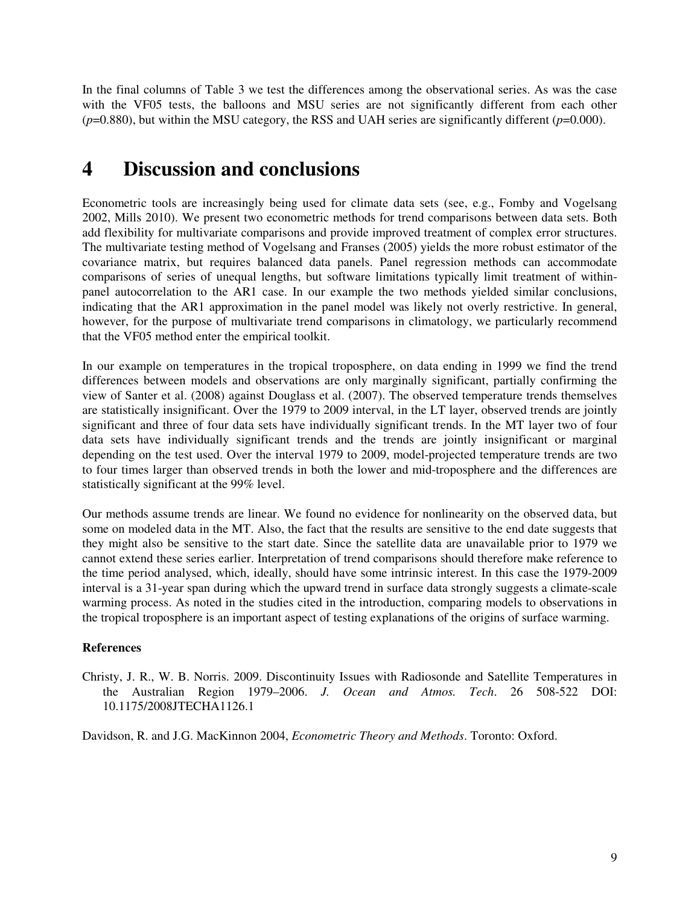In the final columns of Table 3 we test the differences among the observational series. As was the case with the VF05 tests, the balloons and MSU series are not significantly different from each other ($p$=0.880), but within the MSU category, the RSS and UAH series are significantly different ($p$=0.000).

# 4 Discussion and conclusions

Econometric tools are increasingly being used for climate data sets (see, e.g., Fomby and Vogelsang 2002, Mills 2010). We present two econometric methods for trend comparisons between data sets. Both add flexibility for multivariate comparisons and provide improved treatment of complex error structures. The multivariate testing method of Vogelsang and Franses (2005) yields the more robust estimator of the covariance matrix, but requires balanced data panels. Panel regression methods can accommodate comparisons of series of unequal lengths, but software limitations typically limit treatment of within-panel autocorrelation to the AR1 case. In our example the two methods yielded similar conclusions, indicating that the AR1 approximation in the panel model was likely not overly restrictive. In general, however, for the purpose of multivariate trend comparisons in climatology, we particularly recommend that the VF05 method enter the empirical toolkit.

In our example on temperatures in the tropical troposphere, on data ending in 1999 we find the trend differences between models and observations are only marginally significant, partially confirming the view of Santer et al. (2008) against Douglass et al. (2007). The observed temperature trends themselves are statistically insignificant. Over the 1979 to 2009 interval, in the LT layer, observed trends are jointly significant and three of four data sets have individually significant trends. In the MT layer two of four data sets have individually significant trends and the trends are jointly insignificant or marginal depending on the test used. Over the interval 1979 to 2009, model-projected temperature trends are two to four times larger than observed trends in both the lower and mid-troposphere and the differences are statistically significant at the 99% level.

Our methods assume trends are linear. We found no evidence for nonlinearity on the observed data, but some on modeled data in the MT. Also, the fact that the results are sensitive to the end date suggests that they might also be sensitive to the start date. Since the satellite data are unavailable prior to 1979 we cannot extend these series earlier. Interpretation of trend comparisons should therefore make reference to the time period analysed, which, ideally, should have some intrinsic interest. In this case the 1979-2009 interval is a 31-year span during which the upward trend in surface data strongly suggests a climate-scale warming process. As noted in the studies cited in the introduction, comparing models to observations in the tropical troposphere is an important aspect of testing explanations of the origins of surface warming.

**References**

Christy, J. R., W. B. Norris. 2009. Discontinuity Issues with Radiosonde and Satellite Temperatures in the Australian Region 1979–2006. *J. Ocean and Atmos. Tech*. 26 508-522 DOI: 10.1175/2008JTECHA1126.1

Davidson, R. and J.G. MacKinnon 2004, *Econometric Theory and Methods*. Toronto: Oxford.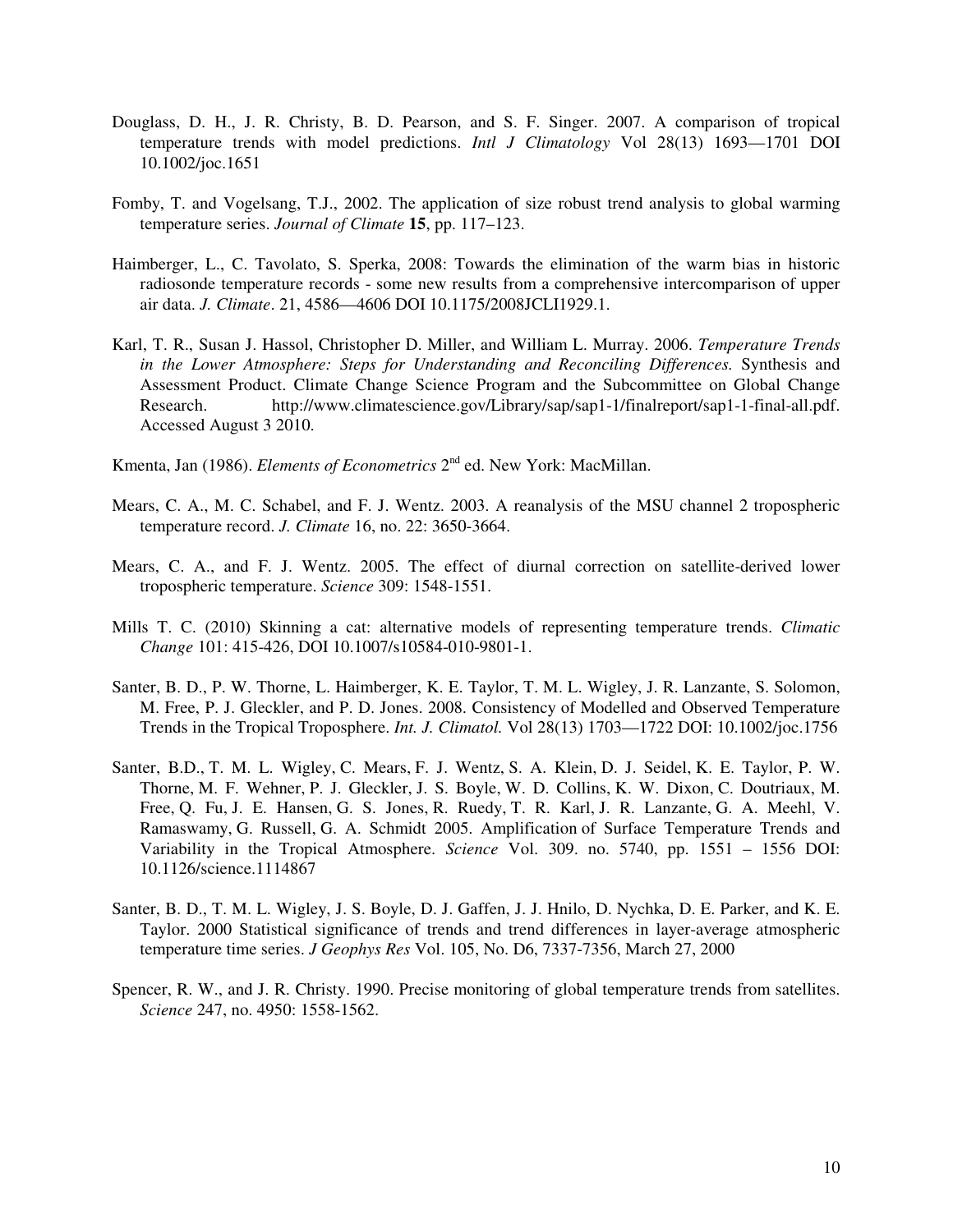Douglass, D. H., J. R. Christy, B. D. Pearson, and S. F. Singer. 2007. A comparison of tropical temperature trends with model predictions. *Intl J Climatology* Vol 28(13) 1693—1701 DOI 10.1002/joc.1651

Fomby, T. and Vogelsang, T.J., 2002. The application of size robust trend analysis to global warming temperature series. *Journal of Climate* **15**, pp. 117–123.

Haimberger, L., C. Tavolato, S. Sperka, 2008: Towards the elimination of the warm bias in historic radiosonde temperature records - some new results from a comprehensive intercomparison of upper air data. *J. Climate*. 21, 4586—4606 DOI 10.1175/2008JCLI1929.1.

Karl, T. R., Susan J. Hassol, Christopher D. Miller, and William L. Murray. 2006. *Temperature Trends in the Lower Atmosphere: Steps for Understanding and Reconciling Differences.* Synthesis and Assessment Product. Climate Change Science Program and the Subcommittee on Global Change Research. http://www.climatescience.gov/Library/sap/sap1-1/finalreport/sap1-1-final-all.pdf. Accessed August 3 2010.

Kmenta, Jan (1986). *Elements of Econometrics* 2nd ed. New York: MacMillan.

Mears, C. A., M. C. Schabel, and F. J. Wentz. 2003. A reanalysis of the MSU channel 2 tropospheric temperature record. *J. Climate* 16, no. 22: 3650-3664.

Mears, C. A., and F. J. Wentz. 2005. The effect of diurnal correction on satellite-derived lower tropospheric temperature. *Science* 309: 1548-1551.

Mills T. C. (2010) Skinning a cat: alternative models of representing temperature trends. *Climatic Change* 101: 415-426, DOI 10.1007/s10584-010-9801-1.

Santer, B. D., P. W. Thorne, L. Haimberger, K. E. Taylor, T. M. L. Wigley, J. R. Lanzante, S. Solomon, M. Free, P. J. Gleckler, and P. D. Jones. 2008. Consistency of Modelled and Observed Temperature Trends in the Tropical Troposphere. *Int. J. Climatol.* Vol 28(13) 1703—1722 DOI: 10.1002/joc.1756

Santer, B.D., T. M. L. Wigley, C. Mears, F. J. Wentz, S. A. Klein, D. J. Seidel, K. E. Taylor, P. W. Thorne, M. F. Wehner, P. J. Gleckler, J. S. Boyle, W. D. Collins, K. W. Dixon, C. Doutriaux, M. Free, Q. Fu, J. E. Hansen, G. S. Jones, R. Ruedy, T. R. Karl, J. R. Lanzante, G. A. Meehl, V. Ramaswamy, G. Russell, G. A. Schmidt 2005. Amplification of Surface Temperature Trends and Variability in the Tropical Atmosphere. *Science* Vol. 309. no. 5740, pp. 1551 – 1556 DOI: 10.1126/science.1114867

Santer, B. D., T. M. L. Wigley, J. S. Boyle, D. J. Gaffen, J. J. Hnilo, D. Nychka, D. E. Parker, and K. E. Taylor. 2000 Statistical significance of trends and trend differences in layer-average atmospheric temperature time series. *J Geophys Res* Vol. 105, No. D6, 7337-7356, March 27, 2000

Spencer, R. W., and J. R. Christy. 1990. Precise monitoring of global temperature trends from satellites. *Science* 247, no. 4950: 1558-1562.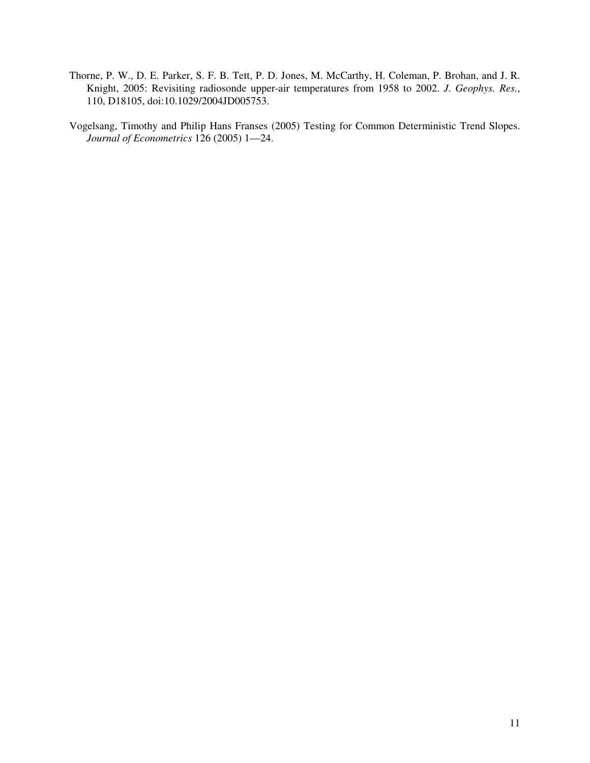Thorne, P. W., D. E. Parker, S. F. B. Tett, P. D. Jones, M. McCarthy, H. Coleman, P. Brohan, and J. R. Knight, 2005: Revisiting radiosonde upper-air temperatures from 1958 to 2002. *J. Geophys. Res.*, 110, D18105, doi:10.1029/2004JD005753.

Vogelsang, Timothy and Philip Hans Franses (2005) Testing for Common Deterministic Trend Slopes. *Journal of Econometrics* 126 (2005) 1—24.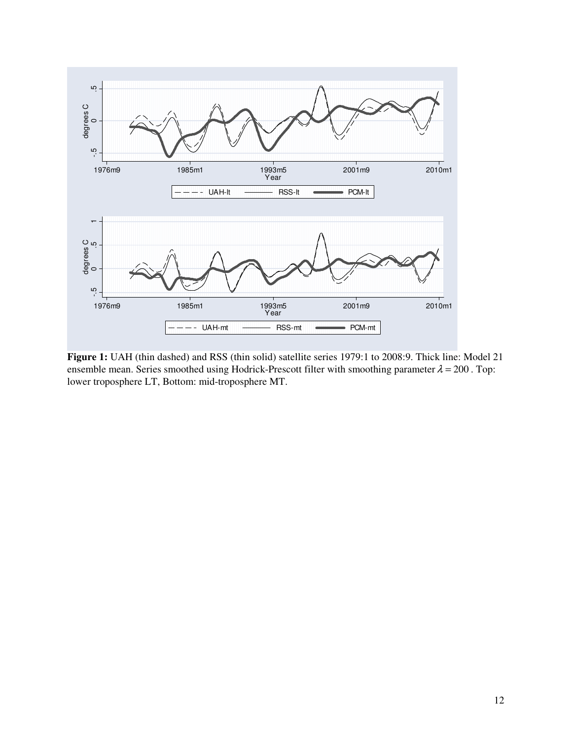**Figure 1:** UAH (thin dashed) and RSS (thin solid) satellite series 1979:1 to 2008:9. Thick line: Model 21 ensemble mean. Series smoothed using Hodrick-Prescott filter with smoothing parameter $\lambda = 200$ . Top: lower troposphere LT, Bottom: mid-troposphere MT.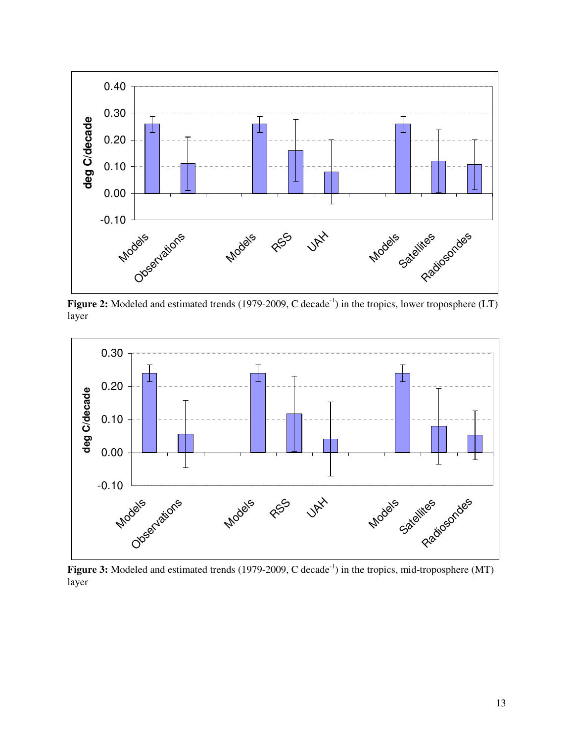**Figure 2:** Modeled and estimated trends (1979-2009, C decade$^{-1}$) in the tropics, lower troposphere (LT) layer

**Figure 3:** Modeled and estimated trends (1979-2009, C decade$^{-1}$) in the tropics, mid-troposphere (MT) layer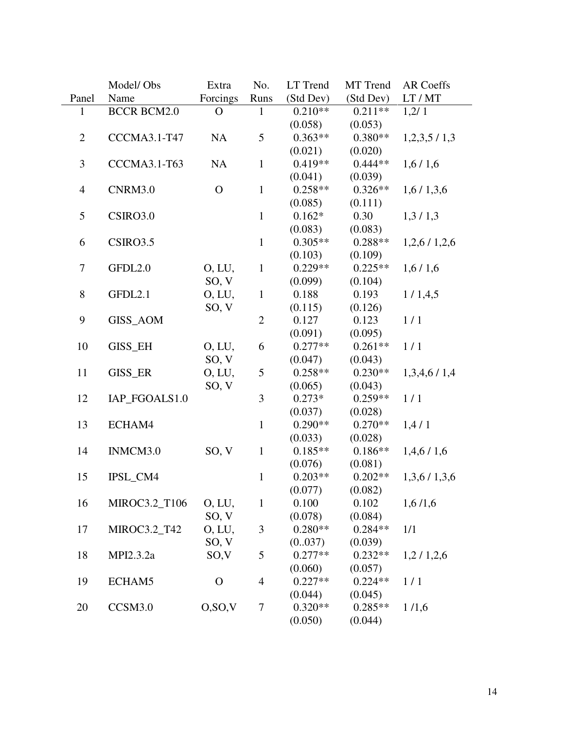| Panel | Model/ Obs Name | Extra Forcings | No. Runs | LT Trend (Std Dev) | MT Trend (Std Dev) | AR Coeffs LT / MT |
|---|---|---|---|---|---|---|
| 1 | BCCR BCM2.0 | O | 1 | 0.210** (0.058) | 0.211** (0.053) | 1,2/ 1 |
| 2 | CCCMA3.1-T47 | NA | 5 | 0.363** (0.021) | 0.380** (0.020) | 1,2,3,5 / 1,3 |
| 3 | CCCMA3.1-T63 | NA | 1 | 0.419** (0.041) | 0.444** (0.039) | 1,6 / 1,6 |
| 4 | CNRM3.0 | O | 1 | 0.258** (0.085) | 0.326** (0.111) | 1,6 / 1,3,6 |
| 5 | CSIRO3.0 | | 1 | 0.162* (0.083) | 0.30 (0.083) | 1,3 / 1,3 |
| 6 | CSIRO3.5 | | 1 | 0.305** (0.103) | 0.288** (0.109) | 1,2,6 / 1,2,6 |
| 7 | GFDL2.0 | O, LU, SO, V | 1 | 0.229** (0.099) | 0.225** (0.104) | 1,6 / 1,6 |
| 8 | GFDL2.1 | O, LU, SO, V | 1 | 0.188 (0.115) | 0.193 (0.126) | 1 / 1,4,5 |
| 9 | GISS_AOM | | 2 | 0.127 (0.091) | 0.123 (0.095) | 1 / 1 |
| 10 | GISS_EH | O, LU, SO, V | 6 | 0.277** (0.047) | 0.261** (0.043) | 1 / 1 |
| 11 | GISS_ER | O, LU, SO, V | 5 | 0.258** (0.065) | 0.230** (0.043) | 1,3,4,6 / 1,4 |
| 12 | IAP_FGOALS1.0 | | 3 | 0.273* (0.037) | 0.259** (0.028) | 1 / 1 |
| 13 | ECHAM4 | | 1 | 0.290** (0.033) | 0.270** (0.028) | 1,4 / 1 |
| 14 | INMCM3.0 | SO, V | 1 | 0.185** (0.076) | 0.186** (0.081) | 1,4,6 / 1,6 |
| 15 | IPSL_CM4 | | 1 | 0.203** (0.077) | 0.202** (0.082) | 1,3,6 / 1,3,6 |
| 16 | MIROC3.2_T106 | O, LU, SO, V | 1 | 0.100 (0.078) | 0.102 (0.084) | 1,6 /1,6 |
| 17 | MIROC3.2_T42 | O, LU, SO, V | 3 | 0.280** (0..037) | 0.284** (0.039) | 1/1 |
| 18 | MPI2.3.2a | SO,V | 5 | 0.277** (0.060) | 0.232** (0.057) | 1,2 / 1,2,6 |
| 19 | ECHAM5 | O | 4 | 0.227** (0.044) | 0.224** (0.045) | 1 / 1 |
| 20 | CCSM3.0 | O,SO,V | 7 | 0.320** (0.050) | 0.285** (0.044) | 1 /1,6 |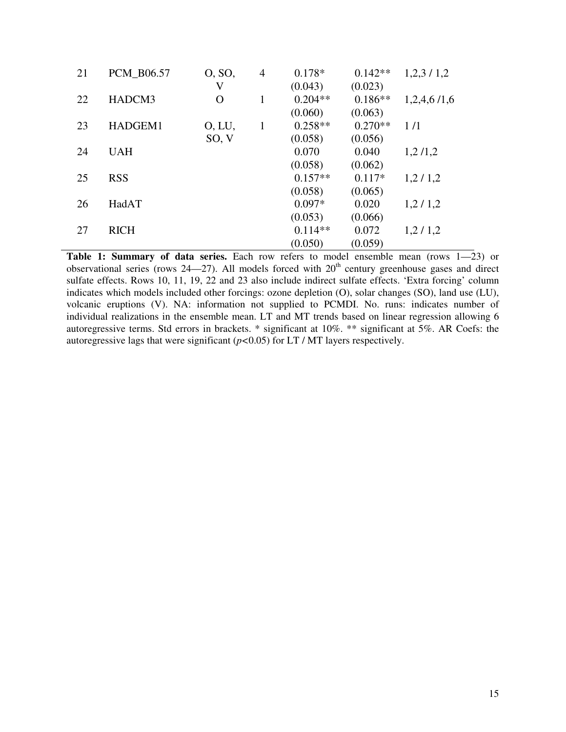| | | | | | | |
|---|---|---|---|---|---|---|
| 21 | PCM_B06.57 | O, SO, V | 4 | 0.178* (0.043) | 0.142** (0.023) | 1,2,3 / 1,2 |
| 22 | HADCM3 | O | 1 | 0.204** (0.060) | 0.186** (0.063) | 1,2,4,6 /1,6 |
| 23 | HADGEM1 | O, LU, SO, V | 1 | 0.258** (0.058) | 0.270** (0.056) | 1 /1 |
| 24 | UAH | | | 0.070 (0.058) | 0.040 (0.062) | 1,2 /1,2 |
| 25 | RSS | | | 0.157** (0.058) | 0.117* (0.065) | 1,2 / 1,2 |
| 26 | HadAT | | | 0.097* (0.053) | 0.020 (0.066) | 1,2 / 1,2 |
| 27 | RICH | | | 0.114** (0.050) | 0.072 (0.059) | 1,2 / 1,2 |

**Table 1: Summary of data series.** Each row refers to model ensemble mean (rows 1—23) or observational series (rows 24—27). All models forced with 20th century greenhouse gases and direct sulfate effects. Rows 10, 11, 19, 22 and 23 also include indirect sulfate effects. 'Extra forcing' column indicates which models included other forcings: ozone depletion (O), solar changes (SO), land use (LU), volcanic eruptions (V). NA: information not supplied to PCMDI. No. runs: indicates number of individual realizations in the ensemble mean. LT and MT trends based on linear regression allowing 6 autoregressive terms. Std errors in brackets. * significant at 10%. ** significant at 5%. AR Coefs: the autoregressive lags that were significant ($p<0.05$) for LT / MT layers respectively.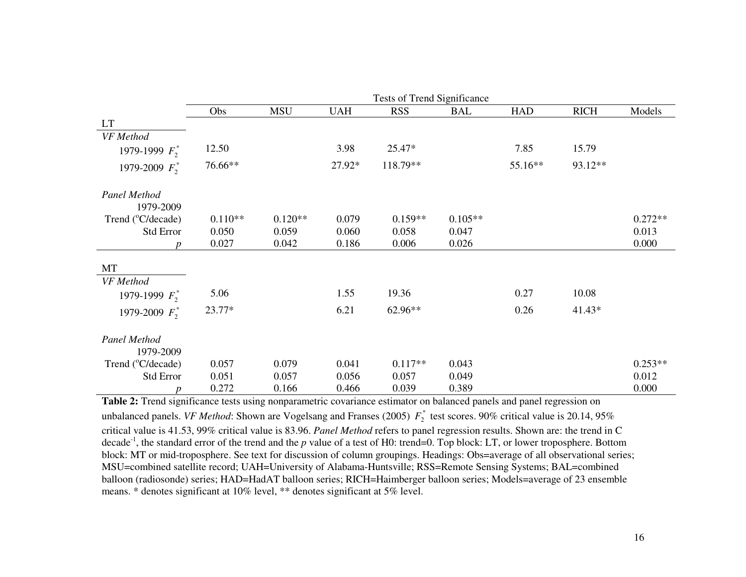| | Tests of Trend Significance | | | | | | | |
|---|---|---|---|---|---|---|---|---|
| | Obs | MSU | UAH | RSS | BAL | HAD | RICH | Models |
| LT | | | | | | | | |
| *VF Method* | | | | | | | | |
| 1979-1999 $F_2^*$ | 12.50 | | 3.98 | 25.47* | | 7.85 | 15.79 | |
| 1979-2009 $F_2^*$ | 76.66** | | 27.92* | 118.79** | | 55.16** | 93.12** | |
| *Panel Method* | | | | | | | | |
| 1979-2009 | | | | | | | | |
| Trend (°C/decade) | 0.110** | 0.120** | 0.079 | 0.159** | 0.105** | | | 0.272** |
| Std Error | 0.050 | 0.059 | 0.060 | 0.058 | 0.047 | | | 0.013 |
| $p$ | 0.027 | 0.042 | 0.186 | 0.006 | 0.026 | | | 0.000 |
| MT | | | | | | | | |
| *VF Method* | | | | | | | | |
| 1979-1999 $F_2^*$ | 5.06 | | 1.55 | 19.36 | | 0.27 | 10.08 | |
| 1979-2009 $F_2^*$ | 23.77* | | 6.21 | 62.96** | | 0.26 | 41.43* | |
| *Panel Method* | | | | | | | | |
| 1979-2009 | | | | | | | | |
| Trend (°C/decade) | 0.057 | 0.079 | 0.041 | 0.117** | 0.043 | | | 0.253** |
| Std Error | 0.051 | 0.057 | 0.056 | 0.057 | 0.049 | | | 0.012 |
| $p$ | 0.272 | 0.166 | 0.466 | 0.039 | 0.389 | | | 0.000 |

**Table 2:** Trend significance tests using nonparametric covariance estimator on balanced panels and panel regression on unbalanced panels. *VF Method*: Shown are Vogelsang and Franses (2005) $F_2^*$ test scores. 90% critical value is 20.14, 95% critical value is 41.53, 99% critical value is 83.96. *Panel Method* refers to panel regression results. Shown are: the trend in C decade$^{-1}$, the standard error of the trend and the $p$ value of a test of H0: trend=0. Top block: LT, or lower troposphere. Bottom block: MT or mid-troposphere. See text for discussion of column groupings. Headings: Obs=average of all observational series; MSU=combined satellite record; UAH=University of Alabama-Huntsville; RSS=Remote Sensing Systems; BAL=combined balloon (radiosonde) series; HAD=HadAT balloon series; RICH=Haimberger balloon series; Models=average of 23 ensemble means. * denotes significant at 10% level, ** denotes significant at 5% level.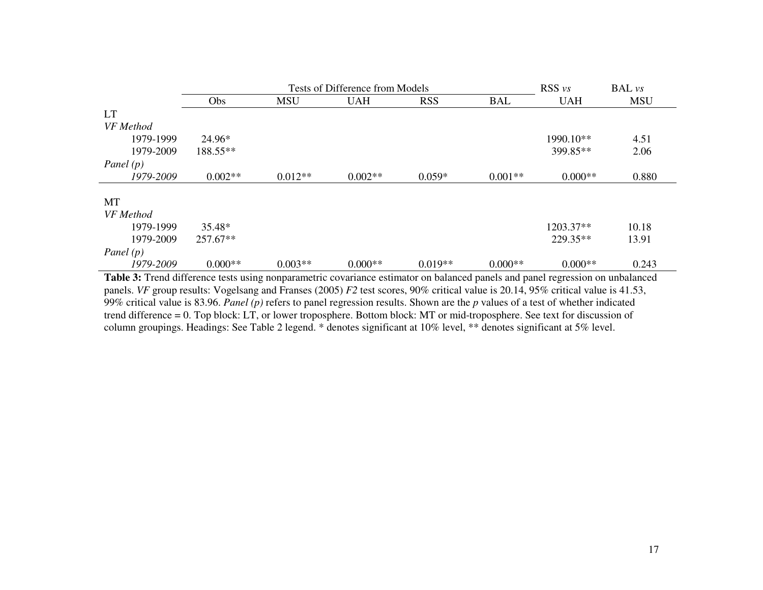| | Tests of Difference from Models | | | | | RSS *vs* | BAL *vs* |
|---|---|---|---|---|---|---|---|
| | Obs | MSU | UAH | RSS | BAL | UAH | MSU |
| LT | | | | | | | |
| *VF Method* | | | | | | | |
| 1979-1999 | 24.96* | | | | | 1990.10** | 4.51 |
| 1979-2009 | 188.55** | | | | | 399.85** | 2.06 |
| *Panel (p)* | | | | | | | |
| *1979-2009* | 0.002** | 0.012** | 0.002** | 0.059* | 0.001** | 0.000** | 0.880 |
| MT | | | | | | | |
| *VF Method* | | | | | | | |
| 1979-1999 | 35.48* | | | | | 1203.37** | 10.18 |
| 1979-2009 | 257.67** | | | | | 229.35** | 13.91 |
| *Panel (p)* | | | | | | | |
| *1979-2009* | 0.000** | 0.003** | 0.000** | 0.019** | 0.000** | 0.000** | 0.243 |

**Table 3:** Trend difference tests using nonparametric covariance estimator on balanced panels and panel regression on unbalanced panels. *VF* group results: Vogelsang and Franses (2005) *F2* test scores, 90% critical value is 20.14, 95% critical value is 41.53, 99% critical value is 83.96. *Panel (p)* refers to panel regression results. Shown are the *p* values of a test of whether indicated trend difference = 0. Top block: LT, or lower troposphere. Bottom block: MT or mid-troposphere. See text for discussion of column groupings. Headings: See Table 2 legend. * denotes significant at 10% level, ** denotes significant at 5% level.